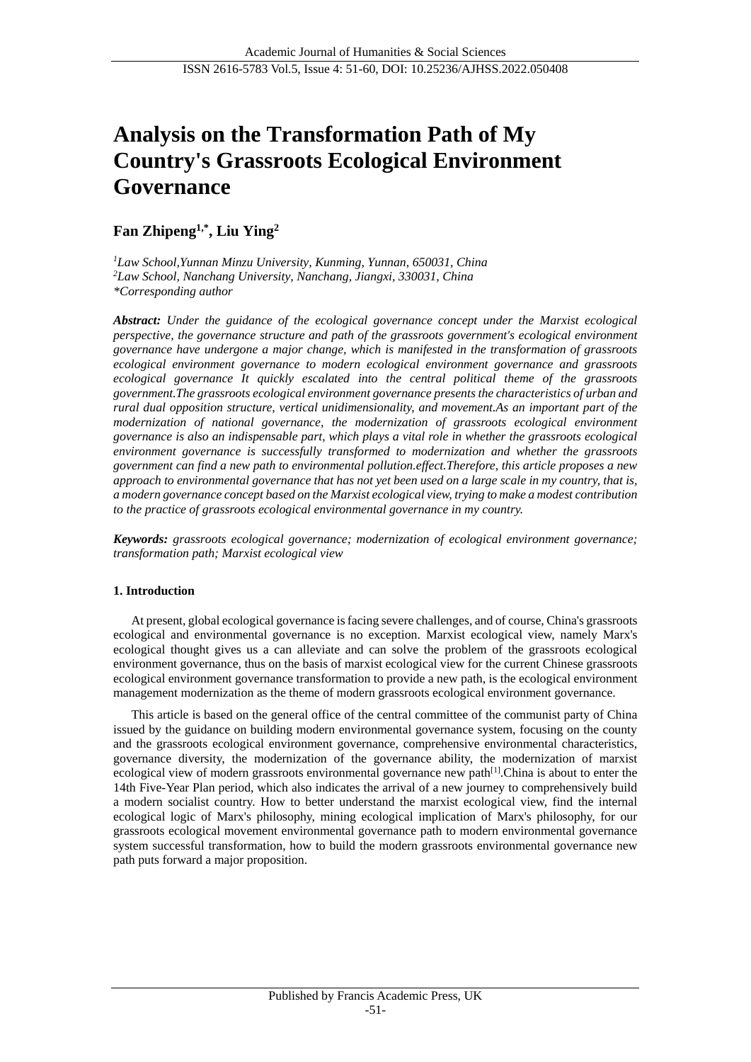# Analysis on the Transformation Path of My Country's Grassroots Ecological Environment Governance

**Fan Zhipeng[1,*], Liu Ying[2]**

*[1]Law School,Yunnan Minzu University, Kunming, Yunnan, 650031, China*
*[2]Law School, Nanchang University, Nanchang, Jiangxi, 330031, China*
*\*Corresponding author*

***Abstract:*** *Under the guidance of the ecological governance concept under the Marxist ecological perspective, the governance structure and path of the grassroots government's ecological environment governance have undergone a major change, which is manifested in the transformation of grassroots ecological environment governance to modern ecological environment governance and grassroots ecological governance It quickly escalated into the central political theme of the grassroots government.The grassroots ecological environment governance presents the characteristics of urban and rural dual opposition structure, vertical unidimensionality, and movement.As an important part of the modernization of national governance, the modernization of grassroots ecological environment governance is also an indispensable part, which plays a vital role in whether the grassroots ecological environment governance is successfully transformed to modernization and whether the grassroots government can find a new path to environmental pollution.effect.Therefore, this article proposes a new approach to environmental governance that has not yet been used on a large scale in my country, that is, a modern governance concept based on the Marxist ecological view, trying to make a modest contribution to the practice of grassroots ecological environmental governance in my country.*

***Keywords:*** *grassroots ecological governance; modernization of ecological environment governance; transformation path; Marxist ecological view*

## 1. Introduction

At present, global ecological governance is facing severe challenges, and of course, China's grassroots ecological and environmental governance is no exception. Marxist ecological view, namely Marx's ecological thought gives us a can alleviate and can solve the problem of the grassroots ecological environment governance, thus on the basis of marxist ecological view for the current Chinese grassroots ecological environment governance transformation to provide a new path, is the ecological environment management modernization as the theme of modern grassroots ecological environment governance.

This article is based on the general office of the central committee of the communist party of China issued by the guidance on building modern environmental governance system, focusing on the county and the grassroots ecological environment governance, comprehensive environmental characteristics, governance diversity, the modernization of the governance ability, the modernization of marxist ecological view of modern grassroots environmental governance new path[1].China is about to enter the 14th Five-Year Plan period, which also indicates the arrival of a new journey to comprehensively build a modern socialist country. How to better understand the marxist ecological view, find the internal ecological logic of Marx's philosophy, mining ecological implication of Marx's philosophy, for our grassroots ecological movement environmental governance path to modern environmental governance system successful transformation, how to build the modern grassroots environmental governance new path puts forward a major proposition.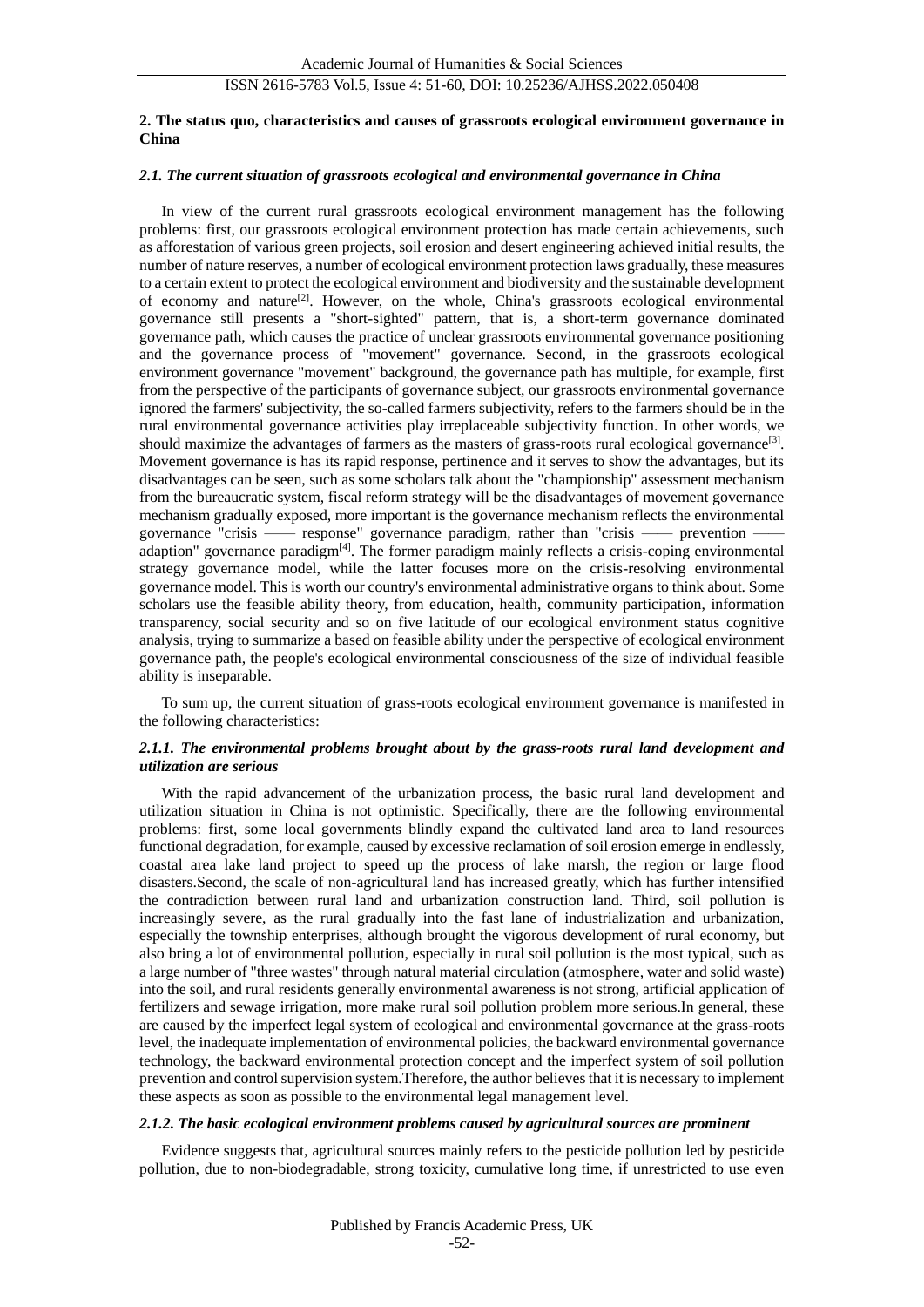## 2. The status quo, characteristics and causes of grassroots ecological environment governance in China

### *2.1. The current situation of grassroots ecological and environmental governance in China*

In view of the current rural grassroots ecological environment management has the following problems: first, our grassroots ecological environment protection has made certain achievements, such as afforestation of various green projects, soil erosion and desert engineering achieved initial results, the number of nature reserves, a number of ecological environment protection laws gradually, these measures to a certain extent to protect the ecological environment and biodiversity and the sustainable development of economy and nature[2]. However, on the whole, China's grassroots ecological environmental governance still presents a "short-sighted" pattern, that is, a short-term governance dominated governance path, which causes the practice of unclear grassroots environmental governance positioning and the governance process of "movement" governance. Second, in the grassroots ecological environment governance "movement" background, the governance path has multiple, for example, first from the perspective of the participants of governance subject, our grassroots environmental governance ignored the farmers' subjectivity, the so-called farmers subjectivity, refers to the farmers should be in the rural environmental governance activities play irreplaceable subjectivity function. In other words, we should maximize the advantages of farmers as the masters of grass-roots rural ecological governance[3]. Movement governance is has its rapid response, pertinence and it serves to show the advantages, but its disadvantages can be seen, such as some scholars talk about the "championship" assessment mechanism from the bureaucratic system, fiscal reform strategy will be the disadvantages of movement governance mechanism gradually exposed, more important is the governance mechanism reflects the environmental governance "crisis —— response" governance paradigm, rather than "crisis —— prevention —— adaption" governance paradigm[4]. The former paradigm mainly reflects a crisis-coping environmental strategy governance model, while the latter focuses more on the crisis-resolving environmental governance model. This is worth our country's environmental administrative organs to think about. Some scholars use the feasible ability theory, from education, health, community participation, information transparency, social security and so on five latitude of our ecological environment status cognitive analysis, trying to summarize a based on feasible ability under the perspective of ecological environment governance path, the people's ecological environmental consciousness of the size of individual feasible ability is inseparable.

To sum up, the current situation of grass-roots ecological environment governance is manifested in the following characteristics:

#### *2.1.1. The environmental problems brought about by the grass-roots rural land development and utilization are serious*

With the rapid advancement of the urbanization process, the basic rural land development and utilization situation in China is not optimistic. Specifically, there are the following environmental problems: first, some local governments blindly expand the cultivated land area to land resources functional degradation, for example, caused by excessive reclamation of soil erosion emerge in endlessly, coastal area lake land project to speed up the process of lake marsh, the region or large flood disasters.Second, the scale of non-agricultural land has increased greatly, which has further intensified the contradiction between rural land and urbanization construction land. Third, soil pollution is increasingly severe, as the rural gradually into the fast lane of industrialization and urbanization, especially the township enterprises, although brought the vigorous development of rural economy, but also bring a lot of environmental pollution, especially in rural soil pollution is the most typical, such as a large number of "three wastes" through natural material circulation (atmosphere, water and solid waste) into the soil, and rural residents generally environmental awareness is not strong, artificial application of fertilizers and sewage irrigation, more make rural soil pollution problem more serious.In general, these are caused by the imperfect legal system of ecological and environmental governance at the grass-roots level, the inadequate implementation of environmental policies, the backward environmental governance technology, the backward environmental protection concept and the imperfect system of soil pollution prevention and control supervision system.Therefore, the author believes that it is necessary to implement these aspects as soon as possible to the environmental legal management level.

#### *2.1.2. The basic ecological environment problems caused by agricultural sources are prominent*

Evidence suggests that, agricultural sources mainly refers to the pesticide pollution led by pesticide pollution, due to non-biodegradable, strong toxicity, cumulative long time, if unrestricted to use even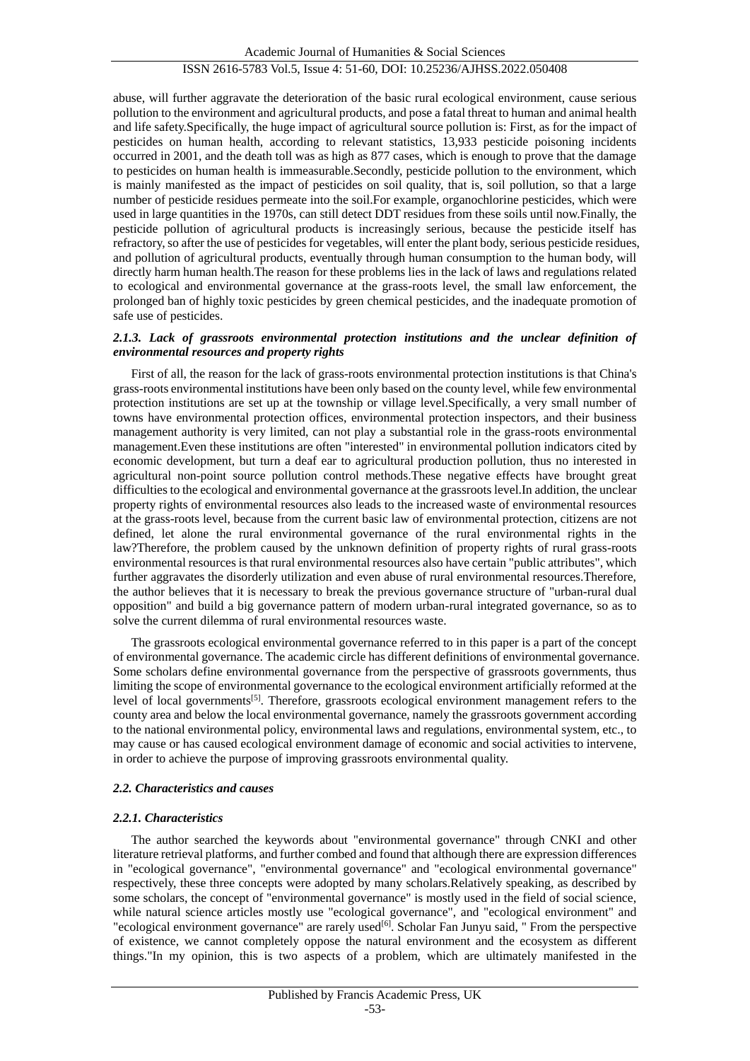abuse, will further aggravate the deterioration of the basic rural ecological environment, cause serious pollution to the environment and agricultural products, and pose a fatal threat to human and animal health and life safety.Specifically, the huge impact of agricultural source pollution is: First, as for the impact of pesticides on human health, according to relevant statistics, 13,933 pesticide poisoning incidents occurred in 2001, and the death toll was as high as 877 cases, which is enough to prove that the damage to pesticides on human health is immeasurable.Secondly, pesticide pollution to the environment, which is mainly manifested as the impact of pesticides on soil quality, that is, soil pollution, so that a large number of pesticide residues permeate into the soil.For example, organochlorine pesticides, which were used in large quantities in the 1970s, can still detect DDT residues from these soils until now.Finally, the pesticide pollution of agricultural products is increasingly serious, because the pesticide itself has refractory, so after the use of pesticides for vegetables, will enter the plant body, serious pesticide residues, and pollution of agricultural products, eventually through human consumption to the human body, will directly harm human health.The reason for these problems lies in the lack of laws and regulations related to ecological and environmental governance at the grass-roots level, the small law enforcement, the prolonged ban of highly toxic pesticides by green chemical pesticides, and the inadequate promotion of safe use of pesticides.

#### *2.1.3. Lack of grassroots environmental protection institutions and the unclear definition of environmental resources and property rights*

First of all, the reason for the lack of grass-roots environmental protection institutions is that China's grass-roots environmental institutions have been only based on the county level, while few environmental protection institutions are set up at the township or village level.Specifically, a very small number of towns have environmental protection offices, environmental protection inspectors, and their business management authority is very limited, can not play a substantial role in the grass-roots environmental management.Even these institutions are often "interested" in environmental pollution indicators cited by economic development, but turn a deaf ear to agricultural production pollution, thus no interested in agricultural non-point source pollution control methods.These negative effects have brought great difficulties to the ecological and environmental governance at the grassroots level.In addition, the unclear property rights of environmental resources also leads to the increased waste of environmental resources at the grass-roots level, because from the current basic law of environmental protection, citizens are not defined, let alone the rural environmental governance of the rural environmental rights in the law?Therefore, the problem caused by the unknown definition of property rights of rural grass-roots environmental resources is that rural environmental resources also have certain "public attributes", which further aggravates the disorderly utilization and even abuse of rural environmental resources.Therefore, the author believes that it is necessary to break the previous governance structure of "urban-rural dual opposition" and build a big governance pattern of modern urban-rural integrated governance, so as to solve the current dilemma of rural environmental resources waste.

The grassroots ecological environmental governance referred to in this paper is a part of the concept of environmental governance. The academic circle has different definitions of environmental governance. Some scholars define environmental governance from the perspective of grassroots governments, thus limiting the scope of environmental governance to the ecological environment artificially reformed at the level of local governments[5]. Therefore, grassroots ecological environment management refers to the county area and below the local environmental governance, namely the grassroots government according to the national environmental policy, environmental laws and regulations, environmental system, etc., to may cause or has caused ecological environment damage of economic and social activities to intervene, in order to achieve the purpose of improving grassroots environmental quality.

### *2.2. Characteristics and causes*

#### *2.2.1. Characteristics*

The author searched the keywords about "environmental governance" through CNKI and other literature retrieval platforms, and further combed and found that although there are expression differences in "ecological governance", "environmental governance" and "ecological environmental governance" respectively, these three concepts were adopted by many scholars.Relatively speaking, as described by some scholars, the concept of "environmental governance" is mostly used in the field of social science, while natural science articles mostly use "ecological governance", and "ecological environment" and "ecological environment governance" are rarely used[6]. Scholar Fan Junyu said, " From the perspective of existence, we cannot completely oppose the natural environment and the ecosystem as different things."In my opinion, this is two aspects of a problem, which are ultimately manifested in the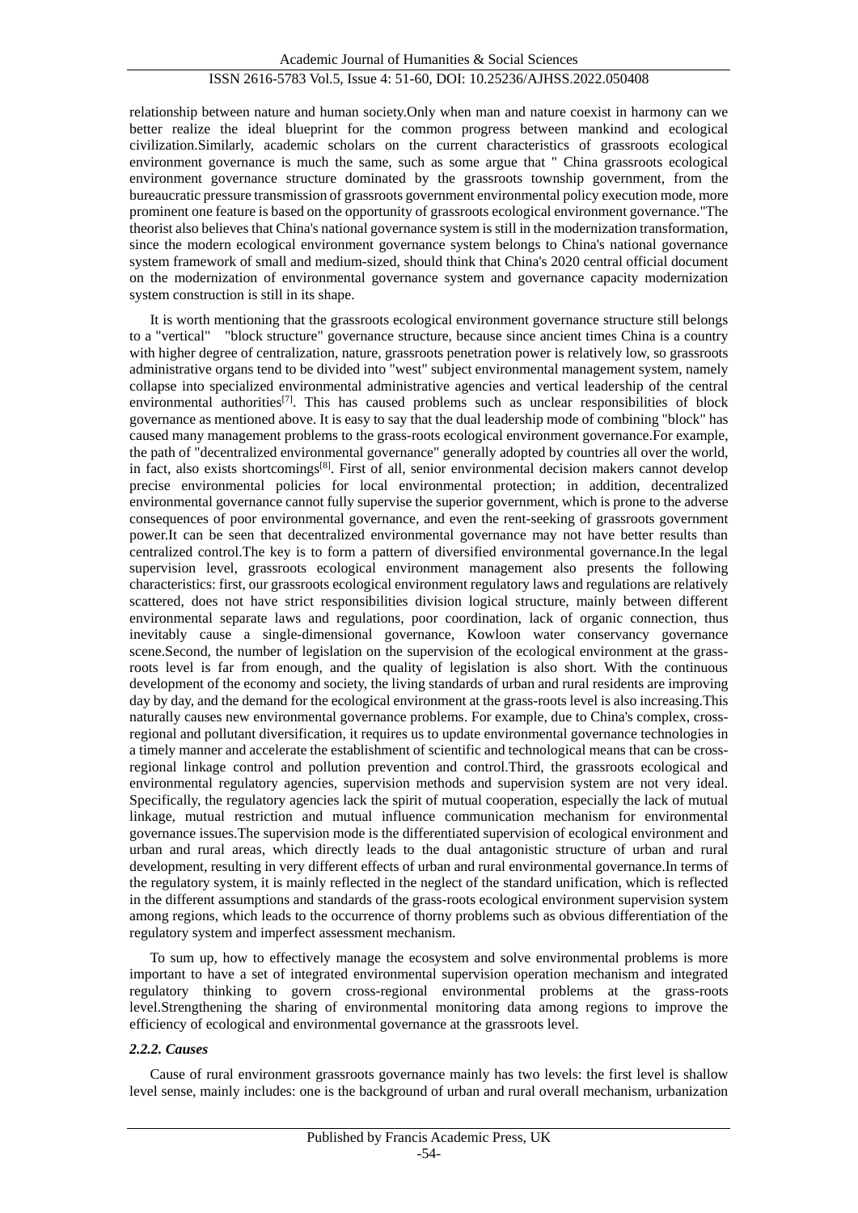relationship between nature and human society.Only when man and nature coexist in harmony can we better realize the ideal blueprint for the common progress between mankind and ecological civilization.Similarly, academic scholars on the current characteristics of grassroots ecological environment governance is much the same, such as some argue that " China grassroots ecological environment governance structure dominated by the grassroots township government, from the bureaucratic pressure transmission of grassroots government environmental policy execution mode, more prominent one feature is based on the opportunity of grassroots ecological environment governance."The theorist also believes that China's national governance system is still in the modernization transformation, since the modern ecological environment governance system belongs to China's national governance system framework of small and medium-sized, should think that China's 2020 central official document on the modernization of environmental governance system and governance capacity modernization system construction is still in its shape.

It is worth mentioning that the grassroots ecological environment governance structure still belongs to a "vertical" "block structure" governance structure, because since ancient times China is a country with higher degree of centralization, nature, grassroots penetration power is relatively low, so grassroots administrative organs tend to be divided into "west" subject environmental management system, namely collapse into specialized environmental administrative agencies and vertical leadership of the central environmental authorities[7]. This has caused problems such as unclear responsibilities of block governance as mentioned above. It is easy to say that the dual leadership mode of combining "block" has caused many management problems to the grass-roots ecological environment governance.For example, the path of "decentralized environmental governance" generally adopted by countries all over the world, in fact, also exists shortcomings[8]. First of all, senior environmental decision makers cannot develop precise environmental policies for local environmental protection; in addition, decentralized environmental governance cannot fully supervise the superior government, which is prone to the adverse consequences of poor environmental governance, and even the rent-seeking of grassroots government power.It can be seen that decentralized environmental governance may not have better results than centralized control.The key is to form a pattern of diversified environmental governance.In the legal supervision level, grassroots ecological environment management also presents the following characteristics: first, our grassroots ecological environment regulatory laws and regulations are relatively scattered, does not have strict responsibilities division logical structure, mainly between different environmental separate laws and regulations, poor coordination, lack of organic connection, thus inevitably cause a single-dimensional governance, Kowloon water conservancy governance scene.Second, the number of legislation on the supervision of the ecological environment at the grass-roots level is far from enough, and the quality of legislation is also short. With the continuous development of the economy and society, the living standards of urban and rural residents are improving day by day, and the demand for the ecological environment at the grass-roots level is also increasing.This naturally causes new environmental governance problems. For example, due to China's complex, cross-regional and pollutant diversification, it requires us to update environmental governance technologies in a timely manner and accelerate the establishment of scientific and technological means that can be cross-regional linkage control and pollution prevention and control.Third, the grassroots ecological and environmental regulatory agencies, supervision methods and supervision system are not very ideal. Specifically, the regulatory agencies lack the spirit of mutual cooperation, especially the lack of mutual linkage, mutual restriction and mutual influence communication mechanism for environmental governance issues.The supervision mode is the differentiated supervision of ecological environment and urban and rural areas, which directly leads to the dual antagonistic structure of urban and rural development, resulting in very different effects of urban and rural environmental governance.In terms of the regulatory system, it is mainly reflected in the neglect of the standard unification, which is reflected in the different assumptions and standards of the grass-roots ecological environment supervision system among regions, which leads to the occurrence of thorny problems such as obvious differentiation of the regulatory system and imperfect assessment mechanism.

To sum up, how to effectively manage the ecosystem and solve environmental problems is more important to have a set of integrated environmental supervision operation mechanism and integrated regulatory thinking to govern cross-regional environmental problems at the grass-roots level.Strengthening the sharing of environmental monitoring data among regions to improve the efficiency of ecological and environmental governance at the grassroots level.

### *2.2.2. Causes*

Cause of rural environment grassroots governance mainly has two levels: the first level is shallow level sense, mainly includes: one is the background of urban and rural overall mechanism, urbanization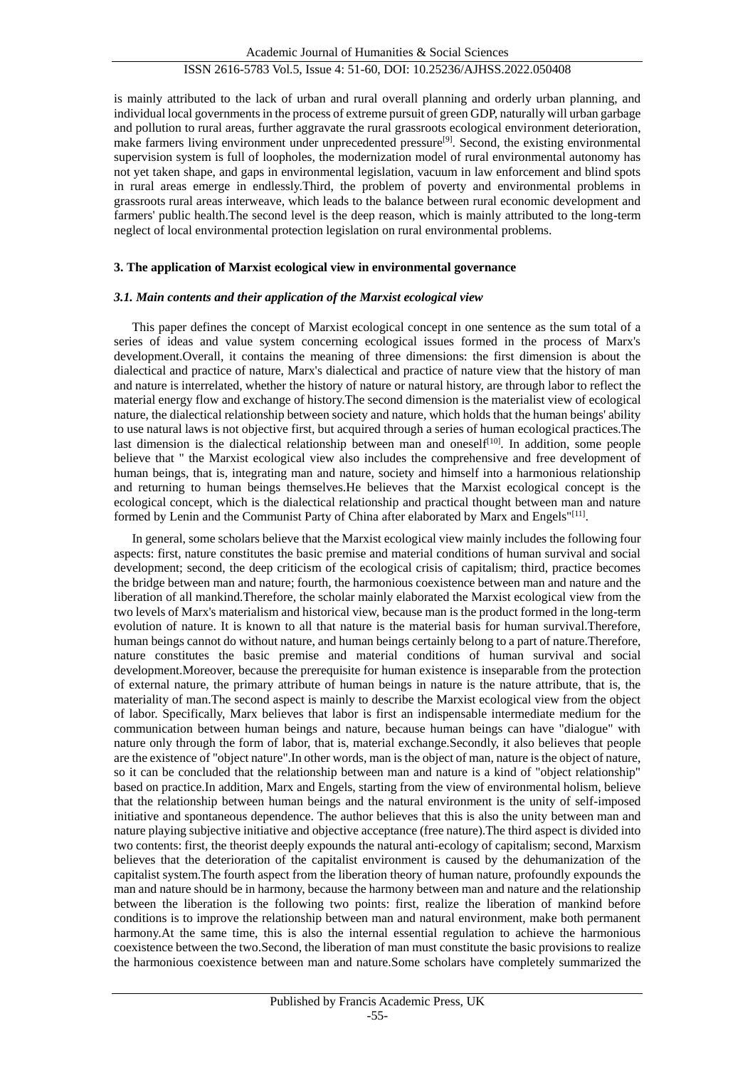is mainly attributed to the lack of urban and rural overall planning and orderly urban planning, and individual local governments in the process of extreme pursuit of green GDP, naturally will urban garbage and pollution to rural areas, further aggravate the rural grassroots ecological environment deterioration, make farmers living environment under unprecedented pressure[9]. Second, the existing environmental supervision system is full of loopholes, the modernization model of rural environmental autonomy has not yet taken shape, and gaps in environmental legislation, vacuum in law enforcement and blind spots in rural areas emerge in endlessly.Third, the problem of poverty and environmental problems in grassroots rural areas interweave, which leads to the balance between rural economic development and farmers' public health.The second level is the deep reason, which is mainly attributed to the long-term neglect of local environmental protection legislation on rural environmental problems.

## 3. The application of Marxist ecological view in environmental governance

### *3.1. Main contents and their application of the Marxist ecological view*

This paper defines the concept of Marxist ecological concept in one sentence as the sum total of a series of ideas and value system concerning ecological issues formed in the process of Marx's development.Overall, it contains the meaning of three dimensions: the first dimension is about the dialectical and practice of nature, Marx's dialectical and practice of nature view that the history of man and nature is interrelated, whether the history of nature or natural history, are through labor to reflect the material energy flow and exchange of history.The second dimension is the materialist view of ecological nature, the dialectical relationship between society and nature, which holds that the human beings' ability to use natural laws is not objective first, but acquired through a series of human ecological practices.The last dimension is the dialectical relationship between man and oneself[10]. In addition, some people believe that " the Marxist ecological view also includes the comprehensive and free development of human beings, that is, integrating man and nature, society and himself into a harmonious relationship and returning to human beings themselves.He believes that the Marxist ecological concept is the ecological concept, which is the dialectical relationship and practical thought between man and nature formed by Lenin and the Communist Party of China after elaborated by Marx and Engels"[11].

In general, some scholars believe that the Marxist ecological view mainly includes the following four aspects: first, nature constitutes the basic premise and material conditions of human survival and social development; second, the deep criticism of the ecological crisis of capitalism; third, practice becomes the bridge between man and nature; fourth, the harmonious coexistence between man and nature and the liberation of all mankind.Therefore, the scholar mainly elaborated the Marxist ecological view from the two levels of Marx's materialism and historical view, because man is the product formed in the long-term evolution of nature. It is known to all that nature is the material basis for human survival.Therefore, human beings cannot do without nature, and human beings certainly belong to a part of nature.Therefore, nature constitutes the basic premise and material conditions of human survival and social development.Moreover, because the prerequisite for human existence is inseparable from the protection of external nature, the primary attribute of human beings in nature is the nature attribute, that is, the materiality of man.The second aspect is mainly to describe the Marxist ecological view from the object of labor. Specifically, Marx believes that labor is first an indispensable intermediate medium for the communication between human beings and nature, because human beings can have "dialogue" with nature only through the form of labor, that is, material exchange.Secondly, it also believes that people are the existence of "object nature".In other words, man is the object of man, nature is the object of nature, so it can be concluded that the relationship between man and nature is a kind of "object relationship" based on practice.In addition, Marx and Engels, starting from the view of environmental holism, believe that the relationship between human beings and the natural environment is the unity of self-imposed initiative and spontaneous dependence. The author believes that this is also the unity between man and nature playing subjective initiative and objective acceptance (free nature).The third aspect is divided into two contents: first, the theorist deeply expounds the natural anti-ecology of capitalism; second, Marxism believes that the deterioration of the capitalist environment is caused by the dehumanization of the capitalist system.The fourth aspect from the liberation theory of human nature, profoundly expounds the man and nature should be in harmony, because the harmony between man and nature and the relationship between the liberation is the following two points: first, realize the liberation of mankind before conditions is to improve the relationship between man and natural environment, make both permanent harmony.At the same time, this is also the internal essential regulation to achieve the harmonious coexistence between the two.Second, the liberation of man must constitute the basic provisions to realize the harmonious coexistence between man and nature.Some scholars have completely summarized the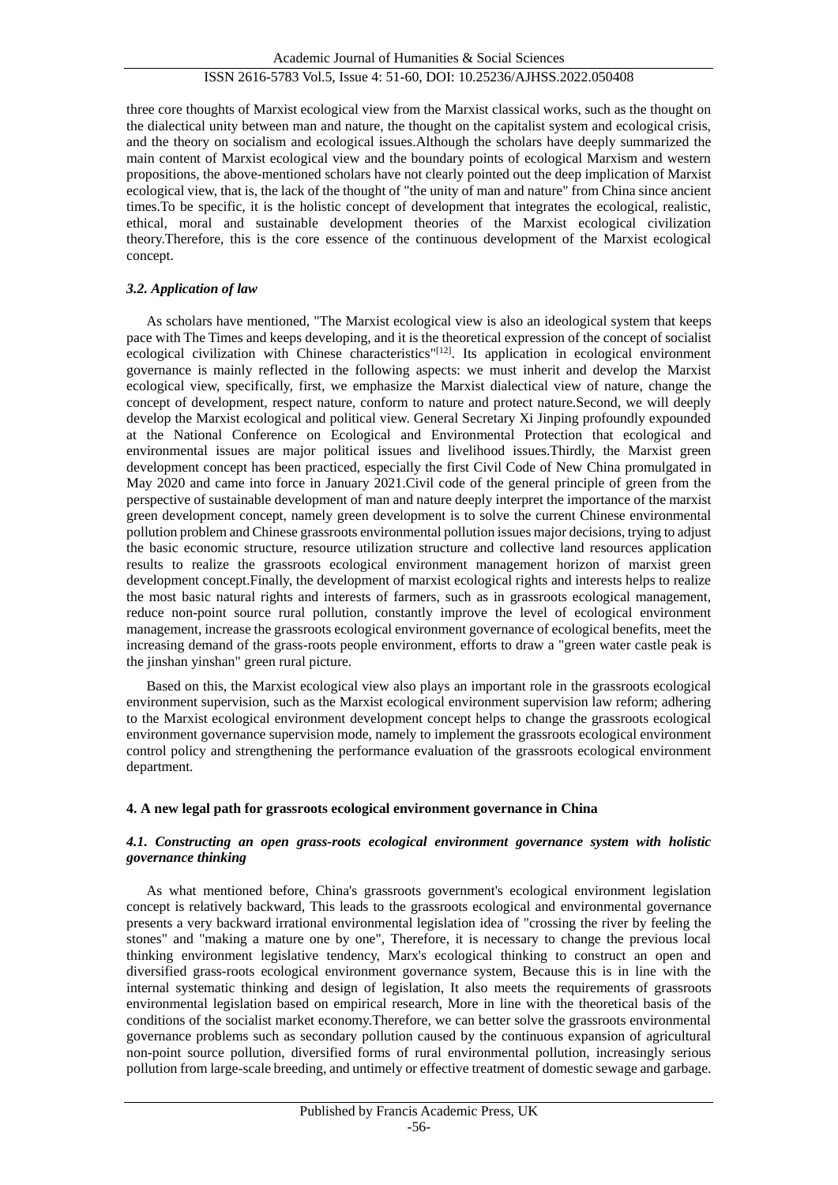three core thoughts of Marxist ecological view from the Marxist classical works, such as the thought on the dialectical unity between man and nature, the thought on the capitalist system and ecological crisis, and the theory on socialism and ecological issues.Although the scholars have deeply summarized the main content of Marxist ecological view and the boundary points of ecological Marxism and western propositions, the above-mentioned scholars have not clearly pointed out the deep implication of Marxist ecological view, that is, the lack of the thought of "the unity of man and nature" from China since ancient times.To be specific, it is the holistic concept of development that integrates the ecological, realistic, ethical, moral and sustainable development theories of the Marxist ecological civilization theory.Therefore, this is the core essence of the continuous development of the Marxist ecological concept.

### *3.2. Application of law*

As scholars have mentioned, "The Marxist ecological view is also an ideological system that keeps pace with The Times and keeps developing, and it is the theoretical expression of the concept of socialist ecological civilization with Chinese characteristics"[12]. Its application in ecological environment governance is mainly reflected in the following aspects: we must inherit and develop the Marxist ecological view, specifically, first, we emphasize the Marxist dialectical view of nature, change the concept of development, respect nature, conform to nature and protect nature.Second, we will deeply develop the Marxist ecological and political view. General Secretary Xi Jinping profoundly expounded at the National Conference on Ecological and Environmental Protection that ecological and environmental issues are major political issues and livelihood issues.Thirdly, the Marxist green development concept has been practiced, especially the first Civil Code of New China promulgated in May 2020 and came into force in January 2021.Civil code of the general principle of green from the perspective of sustainable development of man and nature deeply interpret the importance of the marxist green development concept, namely green development is to solve the current Chinese environmental pollution problem and Chinese grassroots environmental pollution issues major decisions, trying to adjust the basic economic structure, resource utilization structure and collective land resources application results to realize the grassroots ecological environment management horizon of marxist green development concept.Finally, the development of marxist ecological rights and interests helps to realize the most basic natural rights and interests of farmers, such as in grassroots ecological management, reduce non-point source rural pollution, constantly improve the level of ecological environment management, increase the grassroots ecological environment governance of ecological benefits, meet the increasing demand of the grass-roots people environment, efforts to draw a "green water castle peak is the jinshan yinshan" green rural picture.

Based on this, the Marxist ecological view also plays an important role in the grassroots ecological environment supervision, such as the Marxist ecological environment supervision law reform; adhering to the Marxist ecological environment development concept helps to change the grassroots ecological environment governance supervision mode, namely to implement the grassroots ecological environment control policy and strengthening the performance evaluation of the grassroots ecological environment department.

## 4. A new legal path for grassroots ecological environment governance in China

### *4.1. Constructing an open grass-roots ecological environment governance system with holistic governance thinking*

As what mentioned before, China's grassroots government's ecological environment legislation concept is relatively backward, This leads to the grassroots ecological and environmental governance presents a very backward irrational environmental legislation idea of "crossing the river by feeling the stones" and "making a mature one by one", Therefore, it is necessary to change the previous local thinking environment legislative tendency, Marx's ecological thinking to construct an open and diversified grass-roots ecological environment governance system, Because this is in line with the internal systematic thinking and design of legislation, It also meets the requirements of grassroots environmental legislation based on empirical research, More in line with the theoretical basis of the conditions of the socialist market economy.Therefore, we can better solve the grassroots environmental governance problems such as secondary pollution caused by the continuous expansion of agricultural non-point source pollution, diversified forms of rural environmental pollution, increasingly serious pollution from large-scale breeding, and untimely or effective treatment of domestic sewage and garbage.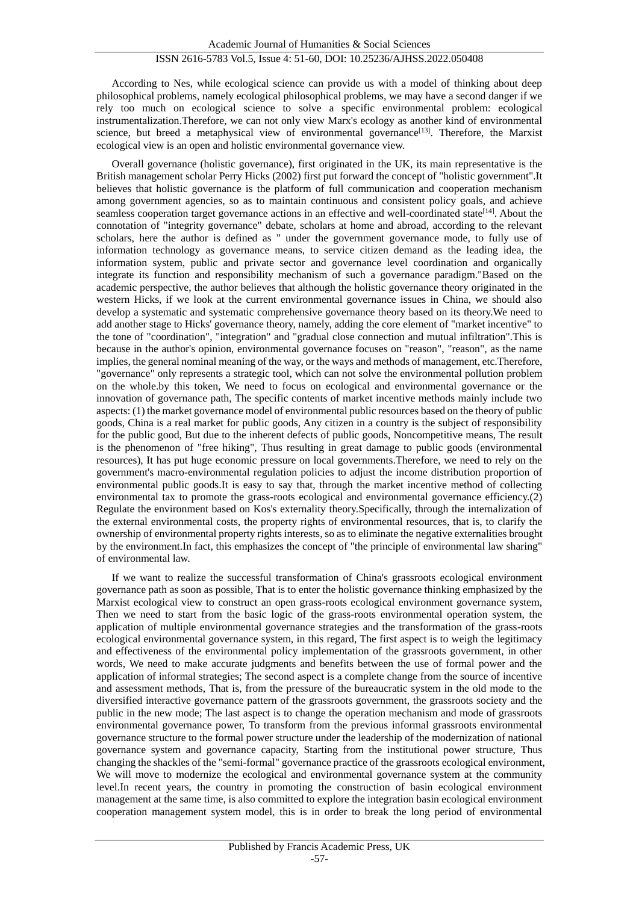According to Nes, while ecological science can provide us with a model of thinking about deep philosophical problems, namely ecological philosophical problems, we may have a second danger if we rely too much on ecological science to solve a specific environmental problem: ecological instrumentalization.Therefore, we can not only view Marx's ecology as another kind of environmental science, but breed a metaphysical view of environmental governance[13]. Therefore, the Marxist ecological view is an open and holistic environmental governance view.

Overall governance (holistic governance), first originated in the UK, its main representative is the British management scholar Perry Hicks (2002) first put forward the concept of "holistic government".It believes that holistic governance is the platform of full communication and cooperation mechanism among government agencies, so as to maintain continuous and consistent policy goals, and achieve seamless cooperation target governance actions in an effective and well-coordinated state[14]. About the connotation of "integrity governance" debate, scholars at home and abroad, according to the relevant scholars, here the author is defined as " under the government governance mode, to fully use of information technology as governance means, to service citizen demand as the leading idea, the information system, public and private sector and governance level coordination and organically integrate its function and responsibility mechanism of such a governance paradigm."Based on the academic perspective, the author believes that although the holistic governance theory originated in the western Hicks, if we look at the current environmental governance issues in China, we should also develop a systematic and systematic comprehensive governance theory based on its theory.We need to add another stage to Hicks' governance theory, namely, adding the core element of "market incentive" to the tone of "coordination", "integration" and "gradual close connection and mutual infiltration".This is because in the author's opinion, environmental governance focuses on "reason", "reason", as the name implies, the general nominal meaning of the way, or the ways and methods of management, etc.Therefore, "governance" only represents a strategic tool, which can not solve the environmental pollution problem on the whole.by this token, We need to focus on ecological and environmental governance or the innovation of governance path, The specific contents of market incentive methods mainly include two aspects: (1) the market governance model of environmental public resources based on the theory of public goods, China is a real market for public goods, Any citizen in a country is the subject of responsibility for the public good, But due to the inherent defects of public goods, Noncompetitive means, The result is the phenomenon of "free hiking", Thus resulting in great damage to public goods (environmental resources), It has put huge economic pressure on local governments.Therefore, we need to rely on the government's macro-environmental regulation policies to adjust the income distribution proportion of environmental public goods.It is easy to say that, through the market incentive method of collecting environmental tax to promote the grass-roots ecological and environmental governance efficiency.(2) Regulate the environment based on Kos's externality theory.Specifically, through the internalization of the external environmental costs, the property rights of environmental resources, that is, to clarify the ownership of environmental property rights interests, so as to eliminate the negative externalities brought by the environment.In fact, this emphasizes the concept of "the principle of environmental law sharing" of environmental law.

If we want to realize the successful transformation of China's grassroots ecological environment governance path as soon as possible, That is to enter the holistic governance thinking emphasized by the Marxist ecological view to construct an open grass-roots ecological environment governance system, Then we need to start from the basic logic of the grass-roots environmental operation system, the application of multiple environmental governance strategies and the transformation of the grass-roots ecological environmental governance system, in this regard, The first aspect is to weigh the legitimacy and effectiveness of the environmental policy implementation of the grassroots government, in other words, We need to make accurate judgments and benefits between the use of formal power and the application of informal strategies; The second aspect is a complete change from the source of incentive and assessment methods, That is, from the pressure of the bureaucratic system in the old mode to the diversified interactive governance pattern of the grassroots government, the grassroots society and the public in the new mode; The last aspect is to change the operation mechanism and mode of grassroots environmental governance power, To transform from the previous informal grassroots environmental governance structure to the formal power structure under the leadership of the modernization of national governance system and governance capacity, Starting from the institutional power structure, Thus changing the shackles of the "semi-formal" governance practice of the grassroots ecological environment, We will move to modernize the ecological and environmental governance system at the community level.In recent years, the country in promoting the construction of basin ecological environment management at the same time, is also committed to explore the integration basin ecological environment cooperation management system model, this is in order to break the long period of environmental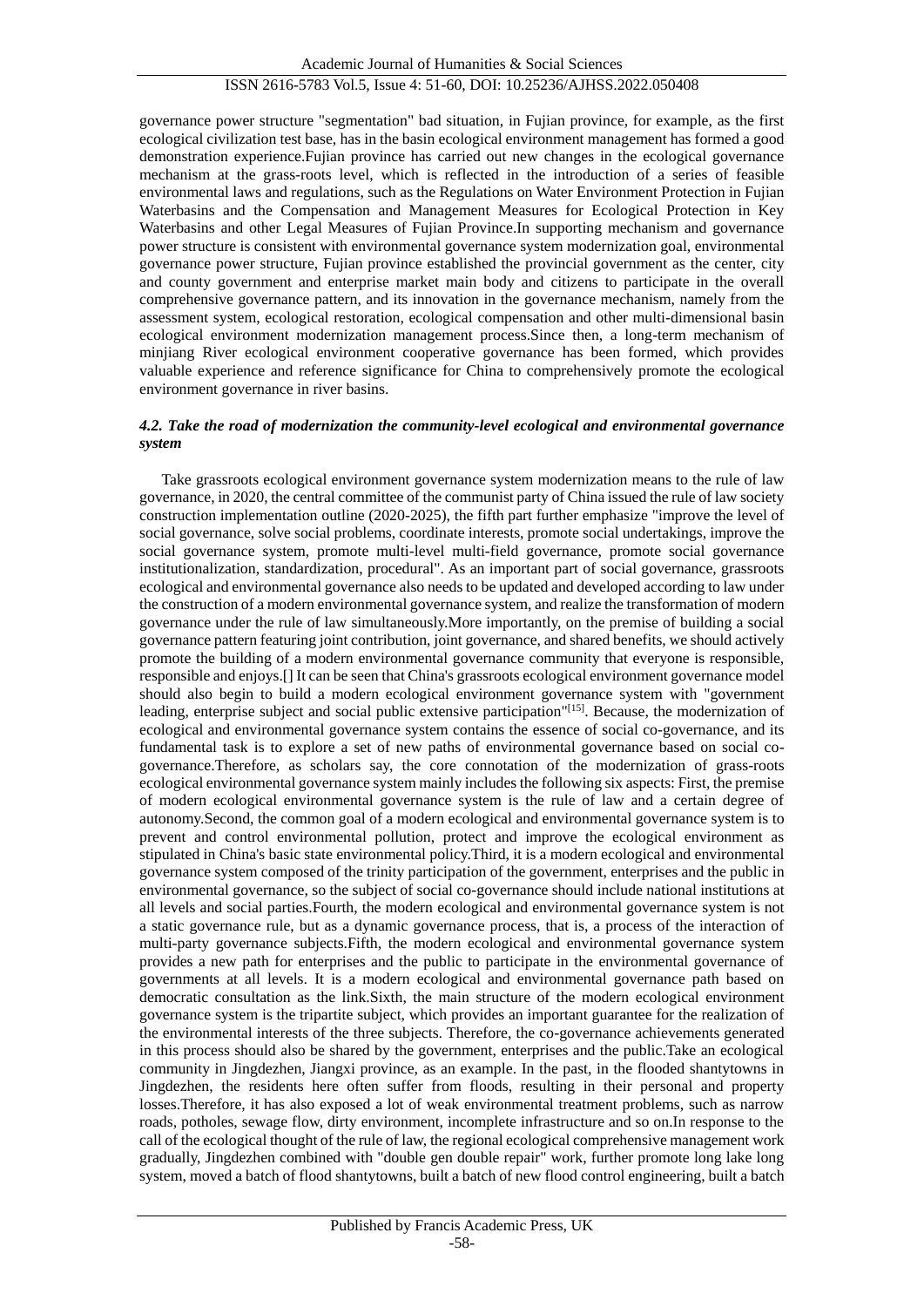governance power structure "segmentation" bad situation, in Fujian province, for example, as the first ecological civilization test base, has in the basin ecological environment management has formed a good demonstration experience.Fujian province has carried out new changes in the ecological governance mechanism at the grass-roots level, which is reflected in the introduction of a series of feasible environmental laws and regulations, such as the Regulations on Water Environment Protection in Fujian Waterbasins and the Compensation and Management Measures for Ecological Protection in Key Waterbasins and other Legal Measures of Fujian Province.In supporting mechanism and governance power structure is consistent with environmental governance system modernization goal, environmental governance power structure, Fujian province established the provincial government as the center, city and county government and enterprise market main body and citizens to participate in the overall comprehensive governance pattern, and its innovation in the governance mechanism, namely from the assessment system, ecological restoration, ecological compensation and other multi-dimensional basin ecological environment modernization management process.Since then, a long-term mechanism of minjiang River ecological environment cooperative governance has been formed, which provides valuable experience and reference significance for China to comprehensively promote the ecological environment governance in river basins.

### *4.2. Take the road of modernization the community-level ecological and environmental governance system*

Take grassroots ecological environment governance system modernization means to the rule of law governance, in 2020, the central committee of the communist party of China issued the rule of law society construction implementation outline (2020-2025), the fifth part further emphasize "improve the level of social governance, solve social problems, coordinate interests, promote social undertakings, improve the social governance system, promote multi-level multi-field governance, promote social governance institutionalization, standardization, procedural". As an important part of social governance, grassroots ecological and environmental governance also needs to be updated and developed according to law under the construction of a modern environmental governance system, and realize the transformation of modern governance under the rule of law simultaneously.More importantly, on the premise of building a social governance pattern featuring joint contribution, joint governance, and shared benefits, we should actively promote the building of a modern environmental governance community that everyone is responsible, responsible and enjoys.[] It can be seen that China's grassroots ecological environment governance model should also begin to build a modern ecological environment governance system with "government leading, enterprise subject and social public extensive participation"[15]. Because, the modernization of ecological and environmental governance system contains the essence of social co-governance, and its fundamental task is to explore a set of new paths of environmental governance based on social co-governance.Therefore, as scholars say, the core connotation of the modernization of grass-roots ecological environmental governance system mainly includes the following six aspects: First, the premise of modern ecological environmental governance system is the rule of law and a certain degree of autonomy.Second, the common goal of a modern ecological and environmental governance system is to prevent and control environmental pollution, protect and improve the ecological environment as stipulated in China's basic state environmental policy.Third, it is a modern ecological and environmental governance system composed of the trinity participation of the government, enterprises and the public in environmental governance, so the subject of social co-governance should include national institutions at all levels and social parties.Fourth, the modern ecological and environmental governance system is not a static governance rule, but as a dynamic governance process, that is, a process of the interaction of multi-party governance subjects.Fifth, the modern ecological and environmental governance system provides a new path for enterprises and the public to participate in the environmental governance of governments at all levels. It is a modern ecological and environmental governance path based on democratic consultation as the link.Sixth, the main structure of the modern ecological environment governance system is the tripartite subject, which provides an important guarantee for the realization of the environmental interests of the three subjects. Therefore, the co-governance achievements generated in this process should also be shared by the government, enterprises and the public.Take an ecological community in Jingdezhen, Jiangxi province, as an example. In the past, in the flooded shantytowns in Jingdezhen, the residents here often suffer from floods, resulting in their personal and property losses.Therefore, it has also exposed a lot of weak environmental treatment problems, such as narrow roads, potholes, sewage flow, dirty environment, incomplete infrastructure and so on.In response to the call of the ecological thought of the rule of law, the regional ecological comprehensive management work gradually, Jingdezhen combined with "double gen double repair" work, further promote long lake long system, moved a batch of flood shantytowns, built a batch of new flood control engineering, built a batch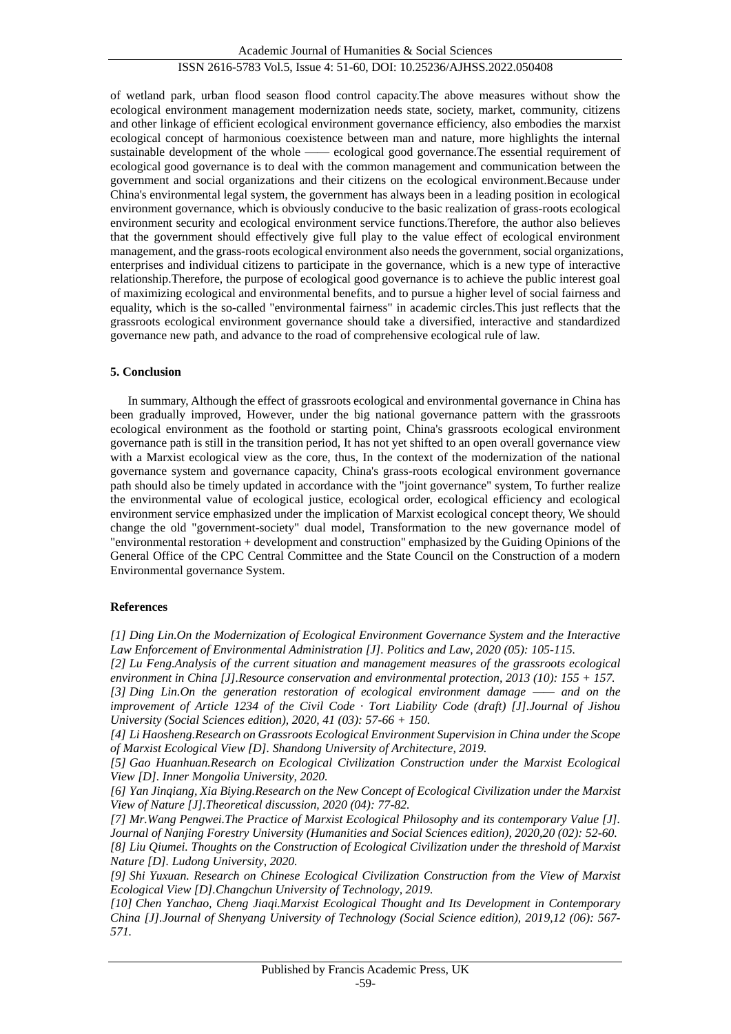of wetland park, urban flood season flood control capacity.The above measures without show the ecological environment management modernization needs state, society, market, community, citizens and other linkage of efficient ecological environment governance efficiency, also embodies the marxist ecological concept of harmonious coexistence between man and nature, more highlights the internal sustainable development of the whole —— ecological good governance.The essential requirement of ecological good governance is to deal with the common management and communication between the government and social organizations and their citizens on the ecological environment.Because under China's environmental legal system, the government has always been in a leading position in ecological environment governance, which is obviously conducive to the basic realization of grass-roots ecological environment security and ecological environment service functions.Therefore, the author also believes that the government should effectively give full play to the value effect of ecological environment management, and the grass-roots ecological environment also needs the government, social organizations, enterprises and individual citizens to participate in the governance, which is a new type of interactive relationship.Therefore, the purpose of ecological good governance is to achieve the public interest goal of maximizing ecological and environmental benefits, and to pursue a higher level of social fairness and equality, which is the so-called "environmental fairness" in academic circles.This just reflects that the grassroots ecological environment governance should take a diversified, interactive and standardized governance new path, and advance to the road of comprehensive ecological rule of law.

## 5. Conclusion

In summary, Although the effect of grassroots ecological and environmental governance in China has been gradually improved, However, under the big national governance pattern with the grassroots ecological environment as the foothold or starting point, China's grassroots ecological environment governance path is still in the transition period, It has not yet shifted to an open overall governance view with a Marxist ecological view as the core, thus, In the context of the modernization of the national governance system and governance capacity, China's grass-roots ecological environment governance path should also be timely updated in accordance with the "joint governance" system, To further realize the environmental value of ecological justice, ecological order, ecological efficiency and ecological environment service emphasized under the implication of Marxist ecological concept theory, We should change the old "government-society" dual model, Transformation to the new governance model of "environmental restoration + development and construction" emphasized by the Guiding Opinions of the General Office of the CPC Central Committee and the State Council on the Construction of a modern Environmental governance System.

## References

*[1] Ding Lin.On the Modernization of Ecological Environment Governance System and the Interactive Law Enforcement of Environmental Administration [J]. Politics and Law, 2020 (05): 105-115.*

*[2] Lu Feng.Analysis of the current situation and management measures of the grassroots ecological environment in China [J].Resource conservation and environmental protection, 2013 (10): 155 + 157.*

*[3] Ding Lin.On the generation restoration of ecological environment damage —— and on the improvement of Article 1234 of the Civil Code · Tort Liability Code (draft) [J].Journal of Jishou University (Social Sciences edition), 2020, 41 (03): 57-66 + 150.*

*[4] Li Haosheng.Research on Grassroots Ecological Environment Supervision in China under the Scope of Marxist Ecological View [D]. Shandong University of Architecture, 2019.*

*[5] Gao Huanhuan.Research on Ecological Civilization Construction under the Marxist Ecological View [D]. Inner Mongolia University, 2020.*

*[6] Yan Jinqiang, Xia Biying.Research on the New Concept of Ecological Civilization under the Marxist View of Nature [J].Theoretical discussion, 2020 (04): 77-82.*

*[7] Mr.Wang Pengwei.The Practice of Marxist Ecological Philosophy and its contemporary Value [J]. Journal of Nanjing Forestry University (Humanities and Social Sciences edition), 2020,20 (02): 52-60.*

*[8] Liu Qiumei. Thoughts on the Construction of Ecological Civilization under the threshold of Marxist Nature [D]. Ludong University, 2020.*

*[9] Shi Yuxuan. Research on Chinese Ecological Civilization Construction from the View of Marxist Ecological View [D].Changchun University of Technology, 2019.*

*[10] Chen Yanchao, Cheng Jiaqi.Marxist Ecological Thought and Its Development in Contemporary China [J].Journal of Shenyang University of Technology (Social Science edition), 2019,12 (06): 567-571.*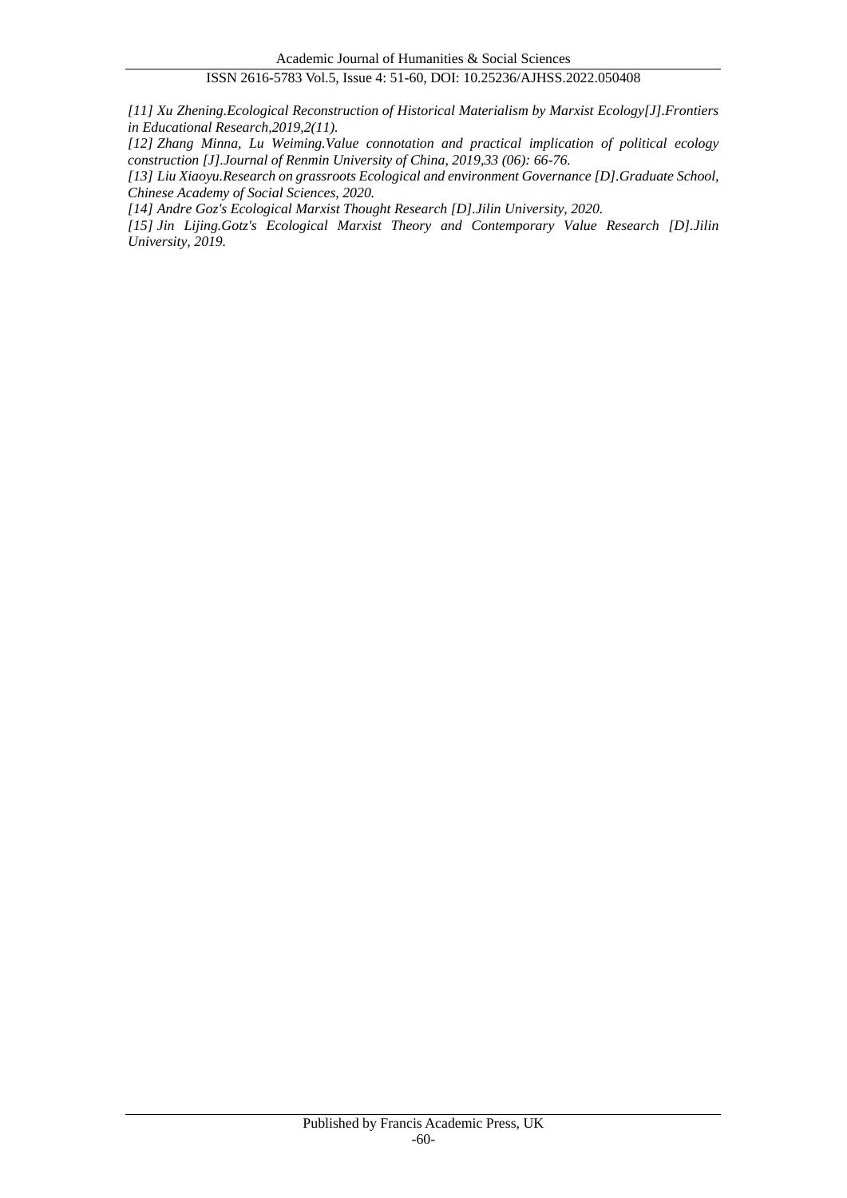*[11] Xu Zhening.Ecological Reconstruction of Historical Materialism by Marxist Ecology[J].Frontiers in Educational Research,2019,2(11).*

*[12] Zhang Minna, Lu Weiming.Value connotation and practical implication of political ecology construction [J].Journal of Renmin University of China, 2019,33 (06): 66-76.*

*[13] Liu Xiaoyu.Research on grassroots Ecological and environment Governance [D].Graduate School, Chinese Academy of Social Sciences, 2020.*

*[14] Andre Goz's Ecological Marxist Thought Research [D].Jilin University, 2020.*

*[15] Jin Lijing.Gotz's Ecological Marxist Theory and Contemporary Value Research [D].Jilin University, 2019.*